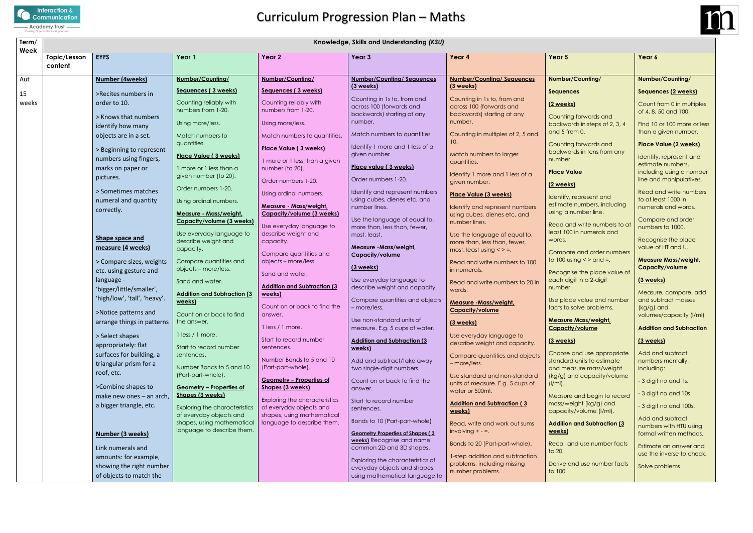# Curriculum Progression Plan – Maths

| Term/ Week | Knowledge, Skills and Understanding *(KSU)* | | | | | | | |
|---|---|---|---|---|---|---|---|---|
| | Topic/Lesson content | EYFS | Year 1 | Year 2 | Year 3 | Year 4 | Year 5 | Year 6 |
| Aut<br><br>15 weeks | | **Number (4weeks)**<br><br>>Recites numbers in order to 10.<br><br>> Knows that numbers identify how many objects are in a set.<br><br>> Beginning to represent numbers using fingers, marks on paper or pictures.<br><br>> Sometimes matches numeral and quantity correctly.<br><br>**Shape space and measure (4 weeks)**<br><br>> Compare sizes, weights etc. using gesture and language - 'bigger/little/smaller', 'high/low', 'tall', 'heavy'.<br><br>>Notice patterns and arrange things in patterns<br><br>> Select shapes appropriately: flat surfaces for building, a triangular prism for a roof, etc.<br><br>>Combine shapes to make new ones – an arch, a bigger triangle, etc.<br><br>**Number (3 weeks)**<br><br>Link numerals and amounts: for example, showing the right number of objects to match the | **Number/Counting/ Sequences ( 3 weeks)**<br><br>Counting reliably with numbers from 1-20.<br><br>Using more/less.<br><br>Match numbers to quantities.<br><br>**Place Value ( 3 weeks)**<br><br>1 more or 1 less than a given number (to 20).<br><br>Order numbers 1-20.<br><br>Using ordinal numbers.<br><br>**Measure - Mass/weight, Capacity/volume (3 weeks)**<br><br>Use everyday language to describe weight and capacity.<br><br>Compare quantities and objects – more/less.<br><br>Sand and water.<br><br>**Addition and Subtraction (3 weeks)**<br><br>Count on or back to find the answer.<br><br>1 less / 1 more.<br><br>Start to record number sentences.<br><br>Number Bonds to 5 and 10 (Part-part-whole).<br><br>**Geometry – Properties of Shapes (3 weeks)**<br><br>Exploring the characteristics of everyday objects and shapes, using mathematical language to describe them. | **Number/Counting/ Sequences ( 3 weeks)**<br><br>Counting reliably with numbers from 1-20.<br><br>Using more/less.<br><br>Match numbers to quantities.<br><br>**Place Value ( 3 weeks)**<br><br>1 more or 1 less than a given number (to 20).<br><br>Order numbers 1-20.<br><br>Using ordinal numbers.<br><br>**Measure - Mass/weight, Capacity/volume (3 weeks)**<br><br>Use everyday language to describe weight and capacity.<br><br>Compare quantities and objects – more/less.<br><br>Sand and water.<br><br>**Addition and Subtraction (3 weeks)**<br><br>Count on or back to find the answer.<br><br>1 less / 1 more.<br><br>Start to record number sentences.<br><br>Number Bonds to 5 and 10 (Part-part-whole).<br><br>**Geometry – Properties of Shapes (3 weeks)**<br><br>Exploring the characteristics of everyday objects and shapes, using mathematical language to describe them. | **Number/Counting/ Sequences (3 weeks)**<br><br>Counting in 1s to, from and across 100 (forwards and backwards) starting at any number.<br><br>Match numbers to quantities<br><br>Identify 1 more and 1 less of a given number.<br><br>**Place value ( 3 weeks)**<br><br>Order numbers 1-20.<br><br>Identify and represent numbers using cubes, dienes etc, and number lines.<br><br>Use the language of equal to, more than, less than, fewer, most, least.<br><br>**Measure -Mass/weight, Capacity/volume**<br><br>**(3 weeks)**<br><br>Use everyday language to describe weight and capacity.<br><br>Compare quantities and objects – more/less.<br><br>Use non-standard units of measure. E.g. 5 cups of water.<br><br>**Addition and Subtraction (3 weeks)**<br><br>Add and subtract/take away two single-digit numbers.<br><br>Count on or back to find the answer.<br><br>Start to record number sentences.<br><br>Bonds to 10 (Part-part-whole)<br><br>**Geometry Properties of Shapes ( 3 weeks)** Recognise and name common 2D and 3D shapes.<br><br>Exploring the characteristics of everyday objects and shapes, using mathematical language to | **Number/Counting/ Sequences (3 weeks)**<br><br>Counting in 1s to, from and across 100 (forwards and backwards) starting at any number.<br><br>Counting in multiples of 2, 5 and 10.<br><br>Match numbers to larger quantities.<br><br>Identify 1 more and 1 less of a given number.<br><br>**Place Value (3 weeks)**<br><br>Identify and represent numbers using cubes, dienes etc, and number lines.<br><br>Use the language of equal to, more than, less than, fewer, most, least using < > =.<br><br>Read and write numbers to 100 in numerals.<br><br>Read and write numbers to 20 in words.<br><br>**Measure -Mass/weight, Capacity/volume**<br><br>**(3 weeks)**<br><br>Use everyday language to describe weight and capacity.<br><br>Compare quantities and objects – more/less.<br><br>Use standard and non-standard units of measure. E.g. 5 cups of water or 500ml.<br><br>**Addition and Subtraction ( 3 weeks)**<br><br>Read, write and work out sums involving + - =.<br><br>Bonds to 20 (Part-part-whole).<br><br>1-step addition and subtraction problems, including missing number problems. | **Number/Counting/ Sequences**<br><br>**(2 weeks)**<br><br>Counting forwards and backwards in steps of 2, 3, 4 and 5 from 0.<br><br>Counting forwards and backwards in tens from any number.<br><br>**Place Value**<br><br>**(2 weeks)**<br><br>Identify, represent and estimate numbers, including using a number line.<br><br>Read and write numbers to at least 100 in numerals and words.<br><br>Compare and order numbers to 100 using < > and =.<br><br>Recognise the place value of each digit in a 2-digit number.<br><br>Use place value and number facts to solve problems.<br><br>**Measure Mass/weight, Capacity/volume**<br><br>**(3 weeks)**<br><br>Choose and use appropriate standard units to estimate and measure mass/weight (kg/g) and capacity/volume (l/ml).<br><br>Measure and begin to record mass/weight (kg/g) and capacity/volume (l/ml).<br><br>**Addition and Subtraction (3 weeks)**<br><br>Recall and use number facts to 20.<br><br>Derive and use number facts to 100. | **Number/Counting/ Sequences (2 weeks)**<br><br>Count from 0 in multiples of 4, 8, 50 and 100.<br><br>Find 10 or 100 more or less than a given number.<br><br>**Place Value (2 weeks)**<br><br>Identify, represent and estimate numbers, including using a number line and manipulatives.<br><br>Read and write numbers to at least 1000 in numerals and words.<br><br>Compare and order numbers to 1000.<br><br>Recognise the place value of HT and U.<br><br>**Measure Mass/weight, Capacity/volume**<br><br>**(3 weeks)**<br><br>Measure, compare, add and subtract masses (kg/g) and volumes/capacity (l/ml)<br><br>**Addition and Subtraction**<br><br>**(3 weeks)**<br><br>Add and subtract numbers mentally, including:<br><br>- 3 digit no and 1s.<br><br>- 3 digit no and 10s.<br><br>- 3 digit no and 100s.<br><br>Add and subtract numbers with HTU using formal written methods.<br><br>Estimate an answer and use the inverse to check.<br><br>Solve problems. |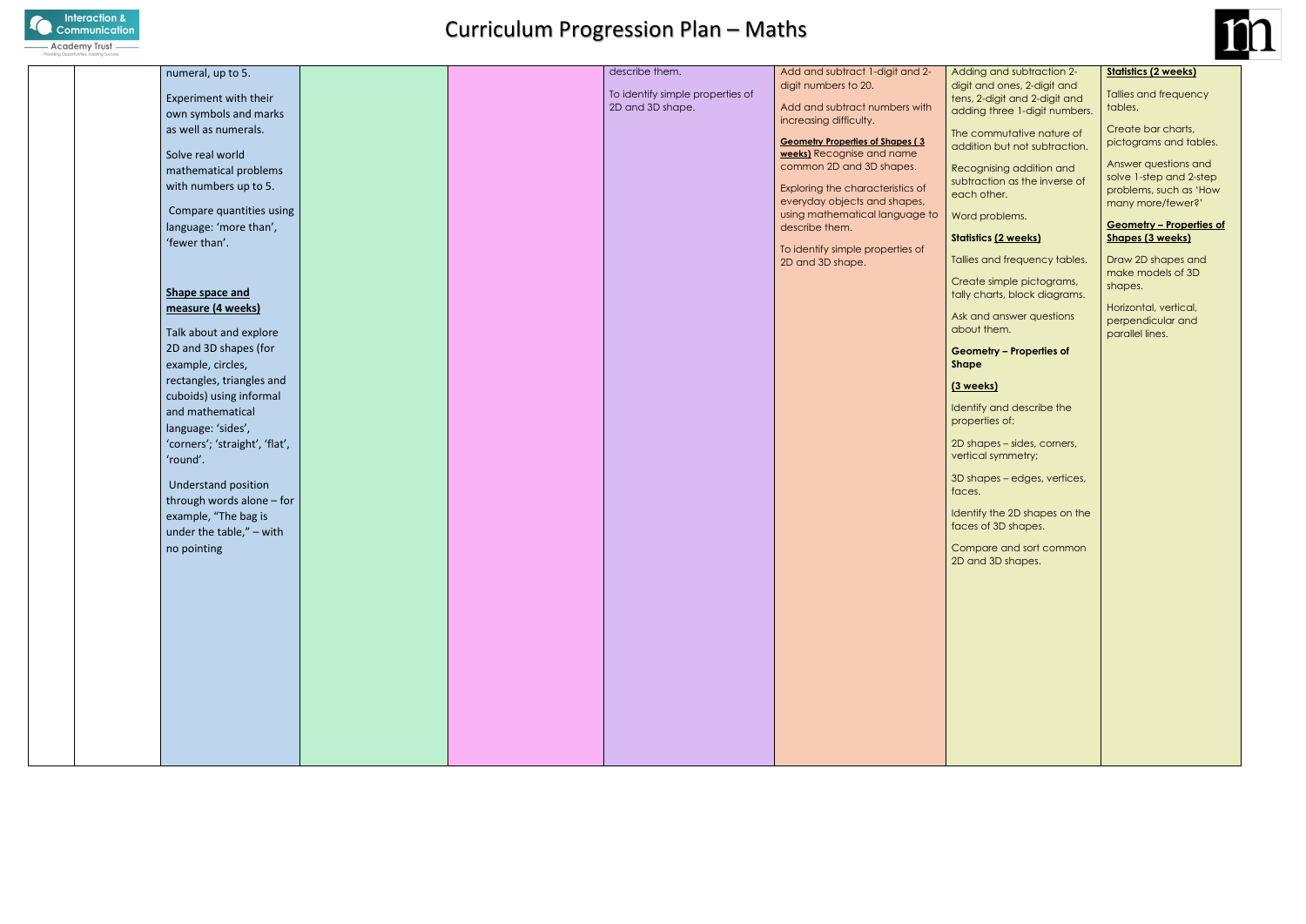# Curriculum Progression Plan – Maths

| | | | | | | | | |
|---|---|---|---|---|---|---|---|---|
| | | numeral, up to 5.<br><br>Experiment with their own symbols and marks as well as numerals.<br><br>Solve real world mathematical problems with numbers up to 5.<br><br>Compare quantities using language: 'more than', 'fewer than'.<br><br>**Shape space and measure (4 weeks)**<br><br>Talk about and explore 2D and 3D shapes (for example, circles, rectangles, triangles and cuboids) using informal and mathematical language: 'sides', 'corners'; 'straight', 'flat', 'round'.<br><br>Understand position through words alone – for example, "The bag is under the table," – with no pointing | | | describe them.<br><br>To identify simple properties of 2D and 3D shape. | Add and subtract 1-digit and 2-digit numbers to 20.<br><br>Add and subtract numbers with increasing difficulty.<br><br>**Geometry Properties of Shapes ( 3 weeks)** Recognise and name common 2D and 3D shapes.<br><br>Exploring the characteristics of everyday objects and shapes, using mathematical language to describe them.<br><br>To identify simple properties of 2D and 3D shape. | Adding and subtraction 2-digit and ones, 2-digit and tens, 2-digit and 2-digit and adding three 1-digit numbers.<br><br>The commutative nature of addition but not subtraction.<br><br>Recognising addition and subtraction as the inverse of each other.<br><br>Word problems.<br><br>**Statistics (2 weeks)**<br><br>Tallies and frequency tables.<br><br>Create simple pictograms, tally charts, block diagrams.<br><br>Ask and answer questions about them.<br><br>**Geometry – Properties of Shape**<br><br>**(3 weeks)**<br><br>Identify and describe the properties of:<br><br>2D shapes – sides, corners, vertical symmetry;<br><br>3D shapes – edges, vertices, faces.<br><br>Identify the 2D shapes on the faces of 3D shapes.<br><br>Compare and sort common 2D and 3D shapes. | **Statistics (2 weeks)**<br><br>Tallies and frequency tables.<br><br>Create bar charts, pictograms and tables.<br><br>Answer questions and solve 1-step and 2-step problems, such as 'How many more/fewer?'<br><br>**Geometry – Properties of Shapes (3 weeks)**<br><br>Draw 2D shapes and make models of 3D shapes.<br><br>Horizontal, vertical, perpendicular and parallel lines. |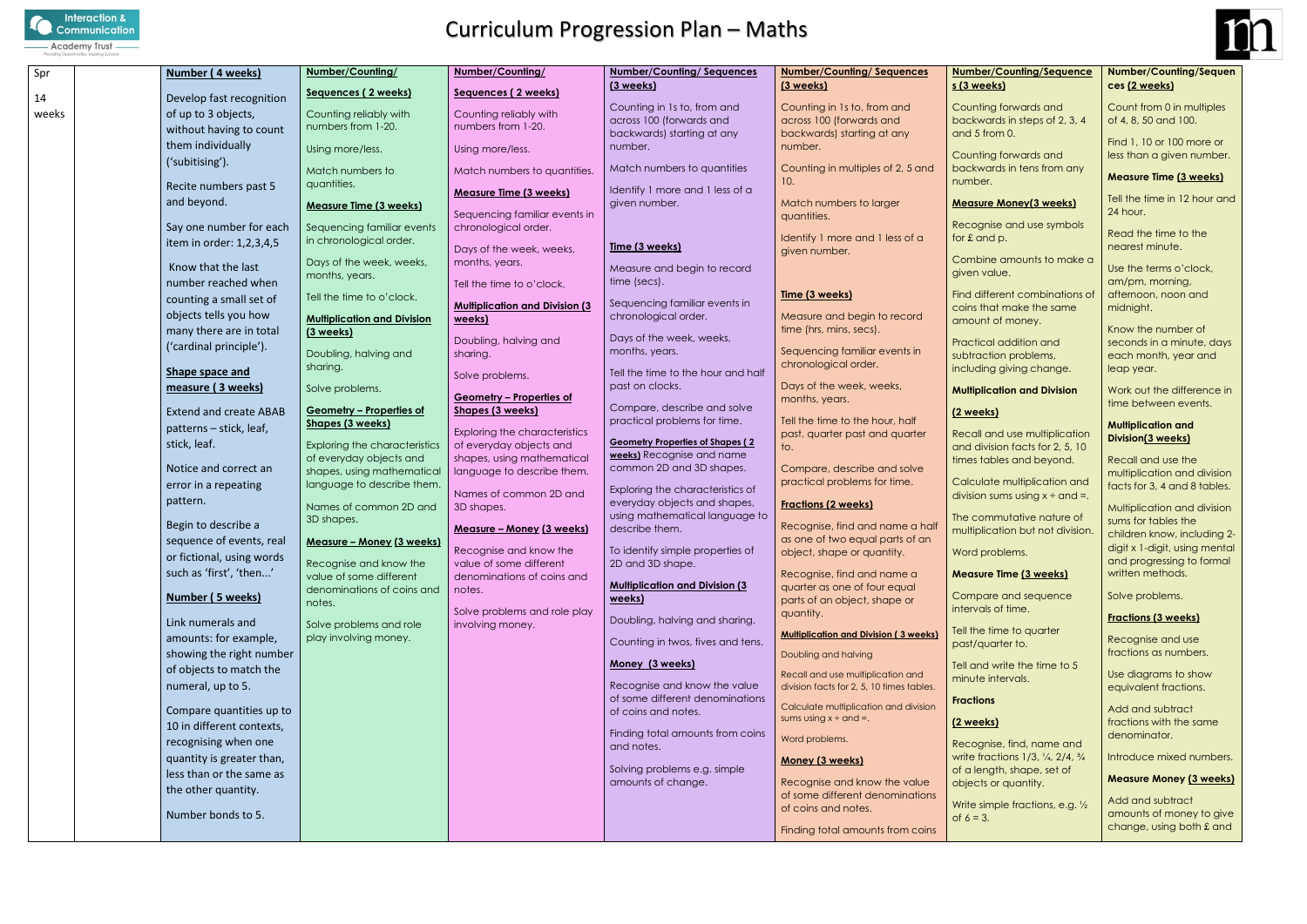# Curriculum Progression Plan – Maths

| Spr 14 weeks | | **Number ( 4 weeks)** Develop fast recognition of up to 3 objects, without having to count them individually ('subitising'). Recite numbers past 5 and beyond. Say one number for each item in order: 1,2,3,4,5 Know that the last number reached when counting a small set of objects tells you how many there are in total ('cardinal principle'). **Shape space and measure ( 3 weeks)** Extend and create ABAB patterns – stick, leaf, stick, leaf. Notice and correct an error in a repeating pattern. Begin to describe a sequence of events, real or fictional, using words such as 'first', 'then...' **Number ( 5 weeks)** Link numerals and amounts: for example, showing the right number of objects to match the numeral, up to 5. Compare quantities up to 10 in different contexts, recognising when one quantity is greater than, less than or the same as the other quantity. Number bonds to 5. | **Number/Counting/ Sequences ( 2 weeks)** Counting reliably with numbers from 1-20. Using more/less. Match numbers to quantities. **Measure Time (3 weeks)** Sequencing familiar events in chronological order. Days of the week, weeks, months, years. Tell the time to o'clock. **Multiplication and Division (3 weeks)** Doubling, halving and sharing. Solve problems. **Geometry – Properties of Shapes (3 weeks)** Exploring the characteristics of everyday objects and shapes, using mathematical language to describe them. Names of common 2D and 3D shapes. **Measure – Money (3 weeks)** Recognise and know the value of some different denominations of coins and notes. Solve problems and role play involving money. | **Number/Counting/ Sequences ( 2 weeks)** Counting reliably with numbers from 1-20. Using more/less. Match numbers to quantities. **Measure Time (3 weeks)** Sequencing familiar events in chronological order. Days of the week, weeks, months, years. Tell the time to o'clock. **Multiplication and Division (3 weeks)** Doubling, halving and sharing. Solve problems. **Geometry – Properties of Shapes (3 weeks)** Exploring the characteristics of everyday objects and shapes, using mathematical language to describe them. Names of common 2D and 3D shapes. **Measure – Money (3 weeks)** Recognise and know the value of some different denominations of coins and notes. Solve problems and role play involving money. | **Number/Counting/ Sequences (3 weeks)** Counting in 1s to, from and across 100 (forwards and backwards) starting at any number. Match numbers to quantities Identify 1 more and 1 less of a given number. **Time (3 weeks)** Measure and begin to record time (secs). Sequencing familiar events in chronological order. Days of the week, weeks, months, years. Tell the time to the hour and half past on clocks. Compare, describe and solve practical problems for time. **Geometry Properties of Shapes ( 2 weeks)** Recognise and name common 2D and 3D shapes. Exploring the characteristics of everyday objects and shapes, using mathematical language to describe them. To identify simple properties of 2D and 3D shape. **Multiplication and Division (3 weeks)** Doubling, halving and sharing. Counting in twos, fives and tens. **Money (3 weeks)** Recognise and know the value of some different denominations of coins and notes. Finding total amounts from coins and notes. Solving problems e.g. simple amounts of change. | **Number/Counting/ Sequences (3 weeks)** Counting in 1s to, from and across 100 (forwards and backwards) starting at any number. Counting in multiples of 2, 5 and 10. Match numbers to larger quantities. Identify 1 more and 1 less of a given number. **Time (3 weeks)** Measure and begin to record time (hrs, mins, secs). Sequencing familiar events in chronological order. Days of the week, weeks, months, years. Tell the time to the hour, half past, quarter past and quarter to. Compare, describe and solve practical problems for time. **Fractions (2 weeks)** Recognise, find and name a half as one of two equal parts of an object, shape or quantity. Recognise, find and name a quarter as one of four equal parts of an object, shape or quantity. **Multiplication and Division ( 3 weeks)** Doubling and halving Recall and use multiplication and division facts for 2, 5, 10 times tables. Calculate multiplication and division sums using x ÷ and =. Word problems. **Money (3 weeks)** Recognise and know the value of some different denominations of coins and notes. Finding total amounts from coins | **Number/Counting/Sequences (3 weeks)** Counting forwards and backwards in steps of 2, 3, 4 and 5 from 0. Counting forwards and backwards in tens from any number. **Measure Money(3 weeks)** Recognise and use symbols for £ and p. Combine amounts to make a given value. Find different combinations of coins that make the same amount of money. Practical addition and subtraction problems, including giving change. **Multiplication and Division (2 weeks)** Recall and use multiplication and division facts for 2, 5, 10 times tables and beyond. Calculate multiplication and division sums using x ÷ and =. The commutative nature of multiplication but not division. Word problems. **Measure Time (3 weeks)** Compare and sequence intervals of time. Tell the time to quarter past/quarter to. Tell and write the time to 5 minute intervals. **Fractions (2 weeks)** Recognise, find, name and write fractions 1/3, ¼, 2/4, ¾ of a length, shape, set of objects or quantity. Write simple fractions, e.g. ½ of 6 = 3. | **Number/Counting/Sequences (2 weeks)** Count from 0 in multiples of 4, 8, 50 and 100. Find 1, 10 or 100 more or less than a given number. **Measure Time (3 weeks)** Tell the time in 12 hour and 24 hour. Read the time to the nearest minute. Use the terms o'clock, am/pm, morning, afternoon, noon and midnight. Know the number of seconds in a minute, days each month, year and leap year. Work out the difference in time between events. **Multiplication and Division(3 weeks)** Recall and use the multiplication and division facts for 3, 4 and 8 tables. Multiplication and division sums for tables the children know, including 2-digit x 1-digit, using mental and progressing to formal written methods. Solve problems. **Fractions (3 weeks)** Recognise and use fractions as numbers. Use diagrams to show equivalent fractions. Add and subtract fractions with the same denominator. Introduce mixed numbers. **Measure Money (3 weeks)** Add and subtract amounts of money to give change, using both £ and |
|---|---|---|---|---|---|---|---|---|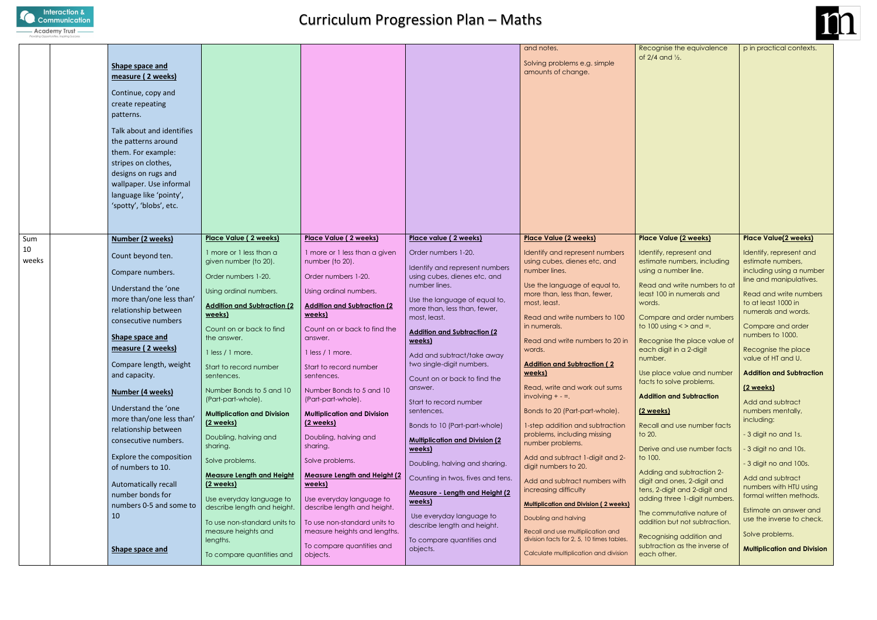# Curriculum Progression Plan – Maths

| | | | | | | | | |
|---|---|---|---|---|---|---|---|---|
| | | **Shape space and measure ( 2 weeks)**<br><br>Continue, copy and create repeating patterns.<br><br>Talk about and identifies the patterns around them. For example: stripes on clothes, designs on rugs and wallpaper. Use informal language like 'pointy', 'spotty', 'blobs', etc. | | | | and notes.<br><br>Solving problems e.g. simple amounts of change. | Recognise the equivalence of 2/4 and ½. | p in practical contexts. |
| Sum<br>10 weeks | | **Number (2 weeks)**<br><br>Count beyond ten.<br><br>Compare numbers.<br><br>Understand the 'one more than/one less than' relationship between consecutive numbers<br><br>**Shape space and measure ( 2 weeks)**<br><br>Compare length, weight and capacity.<br><br>**Number (4 weeks)**<br><br>Understand the 'one more than/one less than' relationship between consecutive numbers.<br><br>Explore the composition of numbers to 10.<br><br>Automatically recall number bonds for numbers 0-5 and some to 10<br><br>**Shape space and** | **Place Value ( 2 weeks)**<br><br>1 more or 1 less than a given number (to 20).<br><br>Order numbers 1-20.<br><br>Using ordinal numbers.<br><br>**Addition and Subtraction (2 weeks)**<br><br>Count on or back to find the answer.<br><br>1 less / 1 more.<br><br>Start to record number sentences.<br><br>Number Bonds to 5 and 10 (Part-part-whole).<br><br>**Multiplication and Division (2 weeks)**<br><br>Doubling, halving and sharing.<br><br>Solve problems.<br><br>**Measure Length and Height (2 weeks)**<br><br>Use everyday language to describe length and height.<br><br>To use non-standard units to measure heights and lengths.<br><br>To compare quantities and | **Place Value ( 2 weeks)**<br><br>1 more or 1 less than a given number (to 20).<br><br>Order numbers 1-20.<br><br>Using ordinal numbers.<br><br>**Addition and Subtraction (2 weeks)**<br><br>Count on or back to find the answer.<br><br>1 less / 1 more.<br><br>Start to record number sentences.<br><br>Number Bonds to 5 and 10 (Part-part-whole).<br><br>**Multiplication and Division (2 weeks)**<br><br>Doubling, halving and sharing.<br><br>Solve problems.<br><br>**Measure Length and Height (2 weeks)**<br><br>Use everyday language to describe length and height.<br><br>To use non-standard units to measure heights and lengths.<br><br>To compare quantities and objects. | **Place value ( 2 weeks)**<br><br>Order numbers 1-20.<br><br>Identify and represent numbers using cubes, dienes etc, and number lines.<br><br>Use the language of equal to, more than, less than, fewer, most, least.<br><br>**Addition and Subtraction (2 weeks)**<br><br>Add and subtract/take away two single-digit numbers.<br><br>Count on or back to find the answer.<br><br>Start to record number sentences.<br><br>Bonds to 10 (Part-part-whole)<br><br>**Multiplication and Division (2 weeks)**<br><br>Doubling, halving and sharing.<br><br>Counting in twos, fives and tens.<br><br>**Measure - Length and Height (2 weeks)**<br><br>Use everyday language to describe length and height.<br><br>To compare quantities and objects. | **Place Value (2 weeks)**<br><br>Identify and represent numbers using cubes, dienes etc, and number lines.<br><br>Use the language of equal to, more than, less than, fewer, most, least.<br><br>Read and write numbers to 100 in numerals.<br><br>Read and write numbers to 20 in words.<br><br>**Addition and Subtraction ( 2 weeks)**<br><br>Read, write and work out sums involving + - =.<br><br>Bonds to 20 (Part-part-whole).<br><br>1-step addition and subtraction problems, including missing number problems.<br><br>Add and subtract 1-digit and 2-digit numbers to 20.<br><br>Add and subtract numbers with increasing difficulty<br><br>**Multiplication and Division ( 2 weeks)**<br><br>Doubling and halving<br><br>Recall and use multiplication and division facts for 2, 5, 10 times tables.<br><br>Calculate multiplication and division | **Place Value (2 weeks)**<br><br>Identify, represent and estimate numbers, including using a number line.<br><br>Read and write numbers to at least 100 in numerals and words.<br><br>Compare and order numbers to 100 using < > and =.<br><br>Recognise the place value of each digit in a 2-digit number.<br><br>Use place value and number facts to solve problems.<br><br>**Addition and Subtraction**<br><br>**(2 weeks)**<br><br>Recall and use number facts to 20.<br><br>Derive and use number facts to 100.<br><br>Adding and subtraction 2-digit and ones, 2-digit and tens, 2-digit and 2-digit and adding three 1-digit numbers.<br><br>The commutative nature of addition but not subtraction.<br><br>Recognising addition and subtraction as the inverse of each other. | **Place Value(2 weeks)**<br><br>Identify, represent and estimate numbers, including using a number line and manipulatives.<br><br>Read and write numbers to at least 1000 in numerals and words.<br><br>Compare and order numbers to 1000.<br><br>Recognise the place value of HT and U.<br><br>**Addition and Subtraction**<br><br>**(2 weeks)**<br><br>Add and subtract numbers mentally, including:<br><br>- 3 digit no and 1s.<br><br>- 3 digit no and 10s.<br><br>- 3 digit no and 100s.<br><br>Add and subtract numbers with HTU using formal written methods.<br><br>Estimate an answer and use the inverse to check.<br><br>Solve problems.<br><br>**Multiplication and Division** |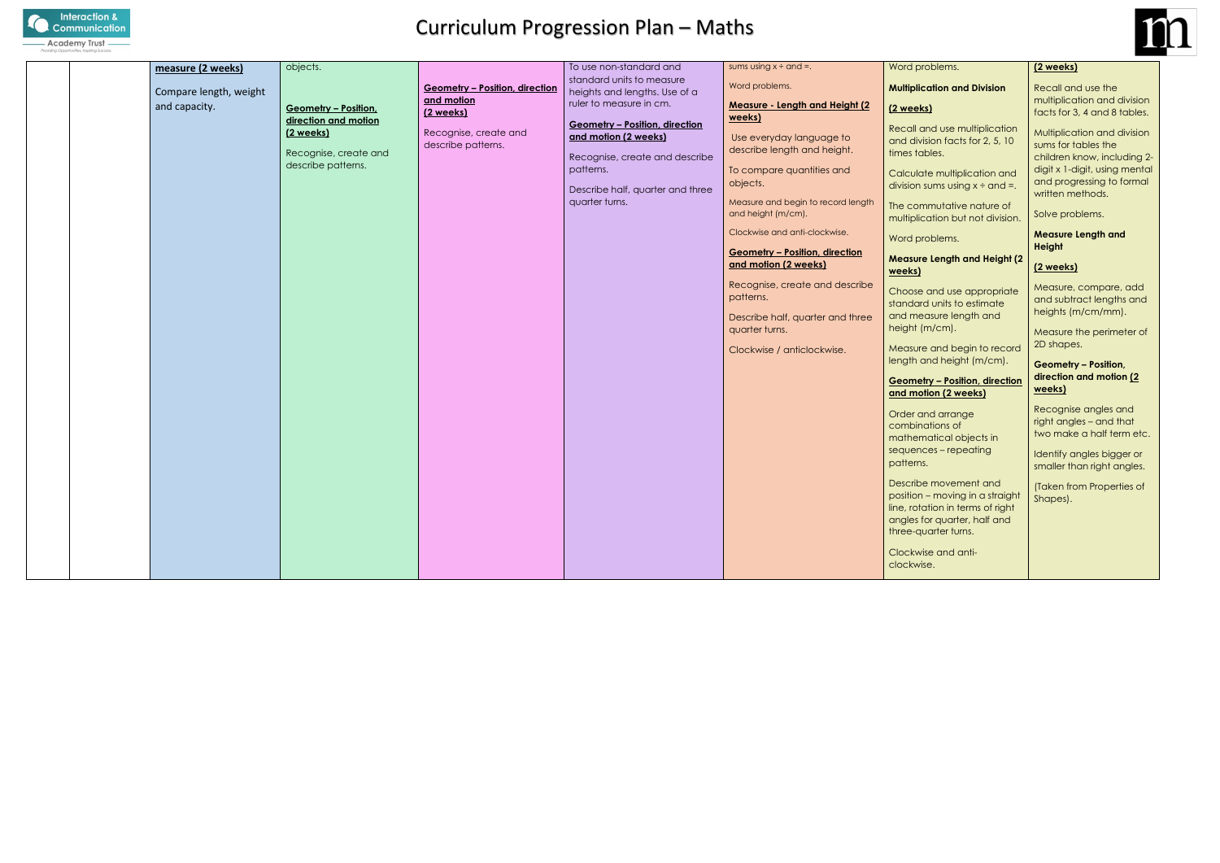# Curriculum Progression Plan – Maths

| | | | | | | | | |
|---|---|---|---|---|---|---|---|---|
| | | **measure (2 weeks)**<br><br>Compare length, weight and capacity. | objects.<br><br>**Geometry – Position, direction and motion (2 weeks)**<br><br>Recognise, create and describe patterns. | **Geometry – Position, direction and motion (2 weeks)**<br><br>Recognise, create and describe patterns. | To use non-standard and standard units to measure heights and lengths. Use of a ruler to measure in cm.<br><br>**Geometry – Position, direction and motion (2 weeks)**<br><br>Recognise, create and describe patterns.<br><br>Describe half, quarter and three quarter turns. | sums using x ÷ and =.<br><br>Word problems.<br><br>**Measure - Length and Height (2 weeks)**<br><br>Use everyday language to describe length and height.<br><br>To compare quantities and objects.<br><br>Measure and begin to record length and height (m/cm).<br><br>Clockwise and anti-clockwise.<br><br>**Geometry – Position, direction and motion (2 weeks)**<br><br>Recognise, create and describe patterns.<br><br>Describe half, quarter and three quarter turns.<br><br>Clockwise / anticlockwise. | Word problems.<br><br>**Multiplication and Division**<br><br>**(2 weeks)**<br><br>Recall and use multiplication and division facts for 2, 5, 10 times tables.<br><br>Calculate multiplication and division sums using x ÷ and =.<br><br>The commutative nature of multiplication but not division.<br><br>Word problems.<br><br>**Measure Length and Height (2 weeks)**<br><br>Choose and use appropriate standard units to estimate and measure length and height (m/cm).<br><br>Measure and begin to record length and height (m/cm).<br><br>**Geometry – Position, direction and motion (2 weeks)**<br><br>Order and arrange combinations of mathematical objects in sequences – repeating patterns.<br><br>Describe movement and position – moving in a straight line, rotation in terms of right angles for quarter, half and three-quarter turns.<br><br>Clockwise and anti-clockwise. | **(2 weeks)**<br><br>Recall and use the multiplication and division facts for 3, 4 and 8 tables.<br><br>Multiplication and division sums for tables the children know, including 2-digit x 1-digit, using mental and progressing to formal written methods.<br><br>Solve problems.<br><br>**Measure Length and Height**<br><br>**(2 weeks)**<br><br>Measure, compare, add and subtract lengths and heights (m/cm/mm).<br><br>Measure the perimeter of 2D shapes.<br><br>**Geometry – Position, direction and motion (2 weeks)**<br><br>Recognise angles and right angles – and that two make a half term etc.<br><br>Identify angles bigger or smaller than right angles.<br><br>(Taken from Properties of Shapes). |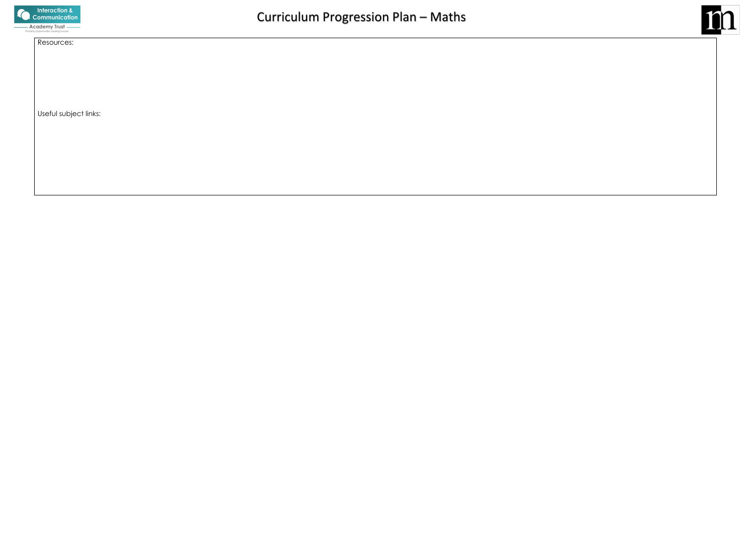Resources:

Useful subject links: